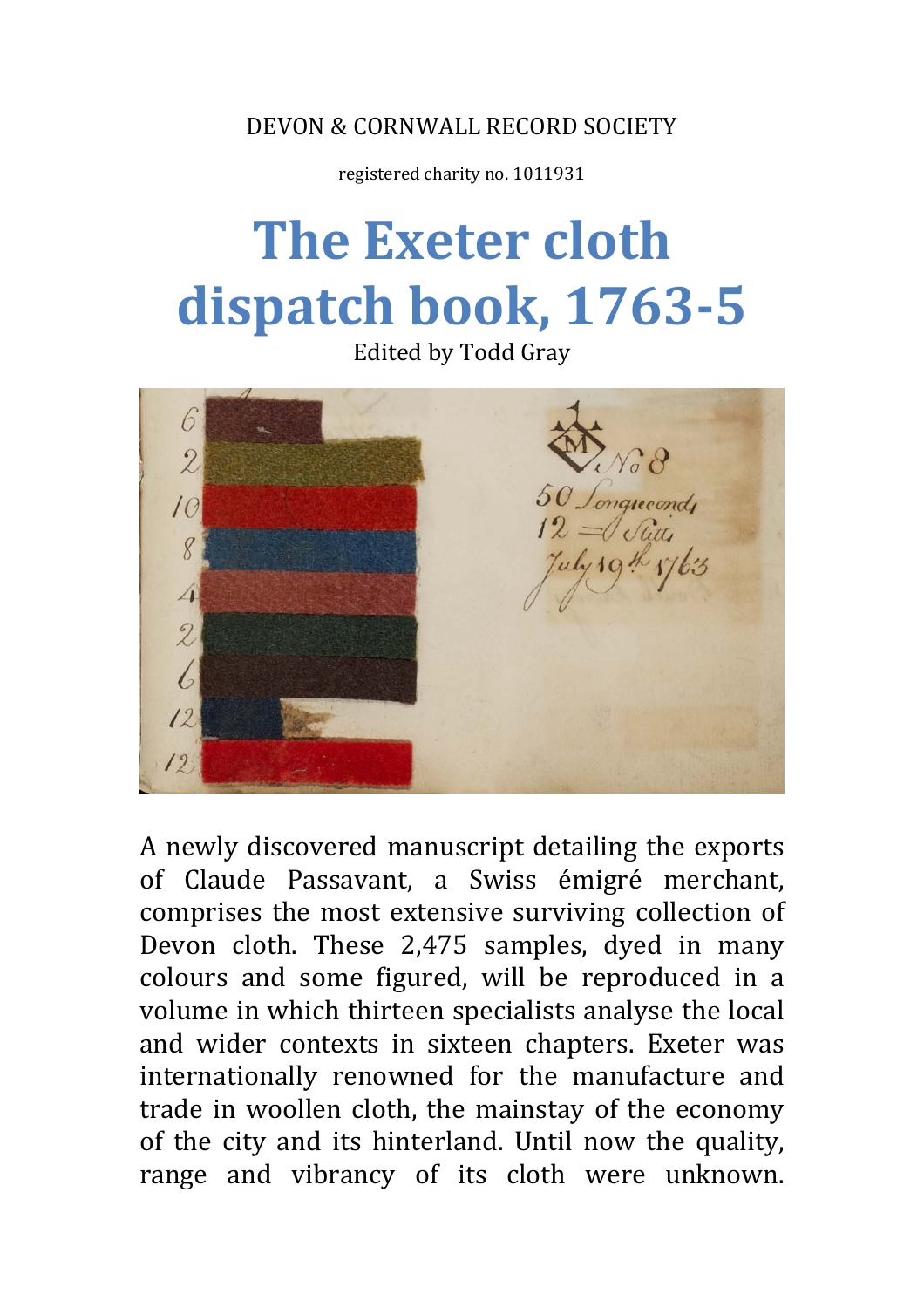DEVON & CORNWALL RECORD SOCIETY

registered charity no. 1011931

# The Exeter cloth dispatch book, 1763-5

Edited by Todd Gray

A newly discovered manuscript detailing the exports of Claude Passavant, a Swiss émigré merchant, comprises the most extensive surviving collection of Devon cloth. These 2,475 samples, dyed in many colours and some figured, will be reproduced in a volume in which thirteen specialists analyse the local and wider contexts in sixteen chapters. Exeter was internationally renowned for the manufacture and trade in woollen cloth, the mainstay of the economy of the city and its hinterland. Until now the quality, range and vibrancy of its cloth were unknown.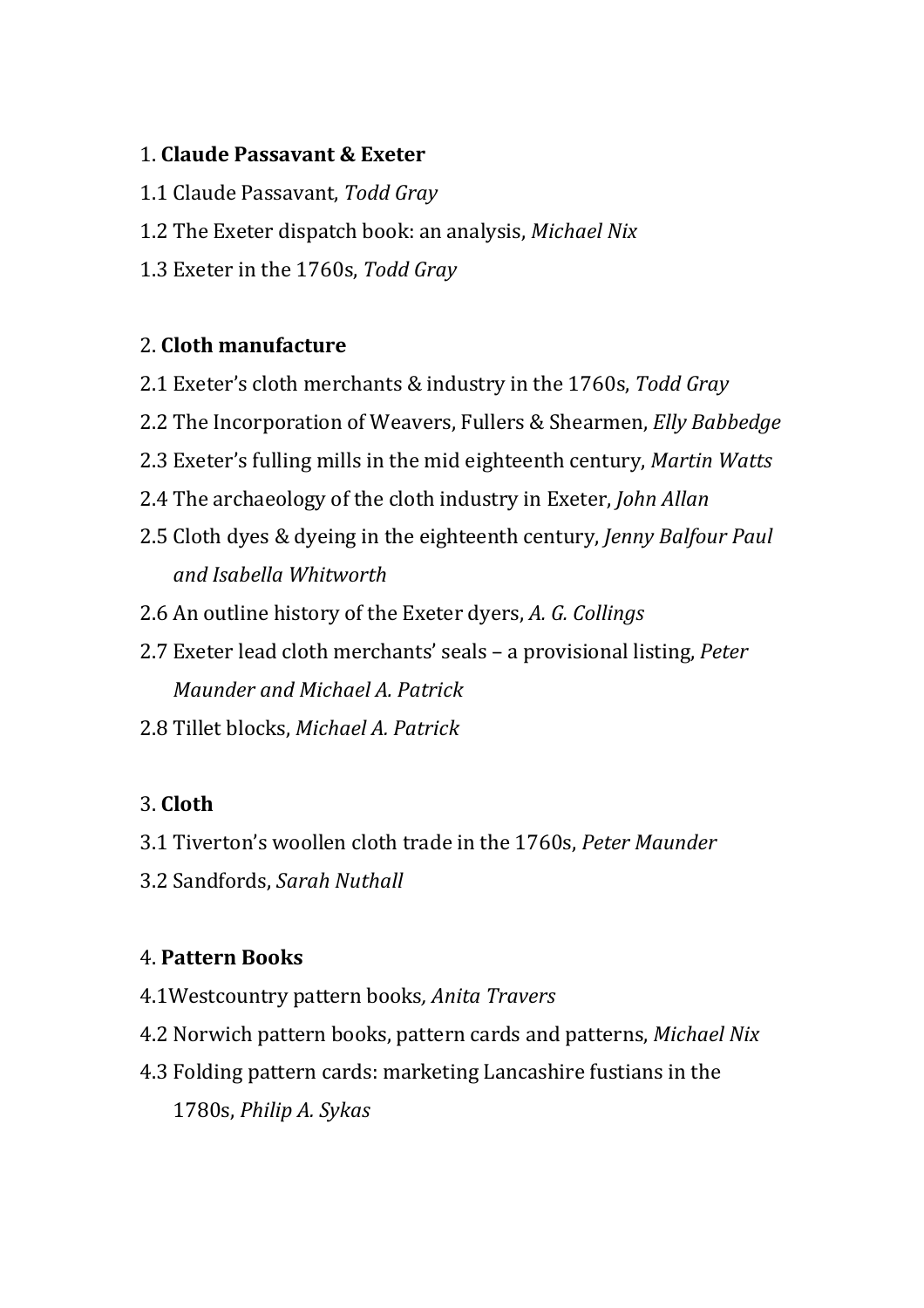1. **Claude Passavant & Exeter**

1.1 Claude Passavant, *Todd Gray*

1.2 The Exeter dispatch book: an analysis, *Michael Nix*

1.3 Exeter in the 1760s, *Todd Gray*

2. **Cloth manufacture**

2.1 Exeter's cloth merchants & industry in the 1760s, *Todd Gray*

2.2 The Incorporation of Weavers, Fullers & Shearmen, *Elly Babbedge*

2.3 Exeter's fulling mills in the mid eighteenth century, *Martin Watts*

2.4 The archaeology of the cloth industry in Exeter, *John Allan*

2.5 Cloth dyes & dyeing in the eighteenth century, *Jenny Balfour Paul and Isabella Whitworth*

2.6 An outline history of the Exeter dyers, *A. G. Collings*

2.7 Exeter lead cloth merchants' seals – a provisional listing, *Peter Maunder and Michael A. Patrick*

2.8 Tillet blocks, *Michael A. Patrick*

3. **Cloth**

3.1 Tiverton's woollen cloth trade in the 1760s, *Peter Maunder*

3.2 Sandfords, *Sarah Nuthall*

4. **Pattern Books**

4.1Westcountry pattern books*, Anita Travers*

4.2 Norwich pattern books, pattern cards and patterns, *Michael Nix*

4.3 Folding pattern cards: marketing Lancashire fustians in the 1780s, *Philip A. Sykas*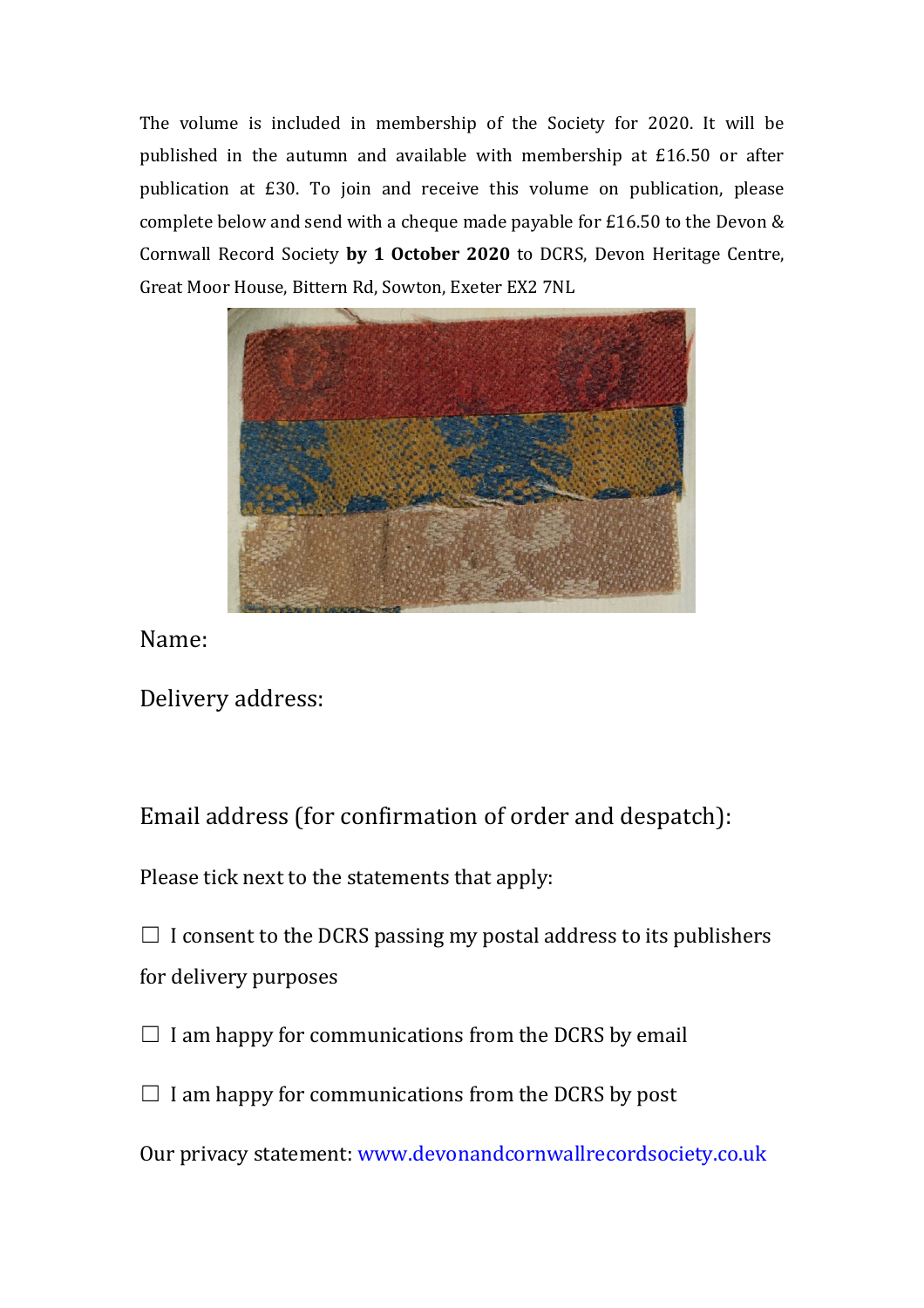The volume is included in membership of the Society for 2020. It will be published in the autumn and available with membership at £16.50 or after publication at £30. To join and receive this volume on publication, please complete below and send with a cheque made payable for £16.50 to the Devon & Cornwall Record Society **by 1 October 2020** to DCRS, Devon Heritage Centre, Great Moor House, Bittern Rd, Sowton, Exeter EX2 7NL

Name:

Delivery address:

Email address (for confirmation of order and despatch):

Please tick next to the statements that apply:

☐ I consent to the DCRS passing my postal address to its publishers for delivery purposes

☐ I am happy for communications from the DCRS by email

☐ I am happy for communications from the DCRS by post

Our privacy statement: www.devonandcornwallrecordsociety.co.uk